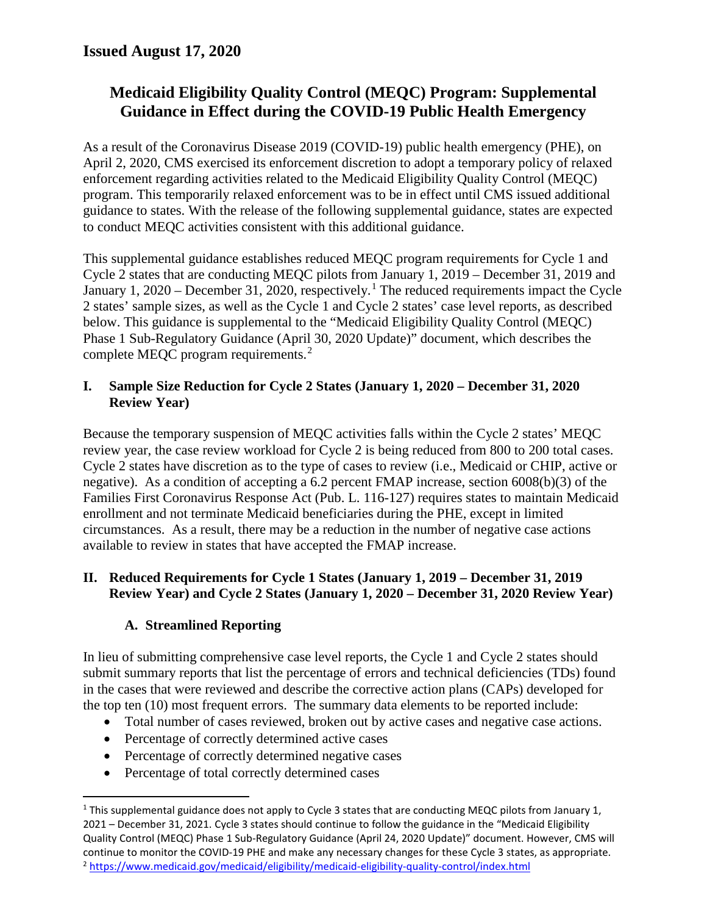**Issued August 17, 2020**

# Medicaid Eligibility Quality Control (MEQC) Program: Supplemental Guidance in Effect during the COVID-19 Public Health Emergency

As a result of the Coronavirus Disease 2019 (COVID-19) public health emergency (PHE), on April 2, 2020, CMS exercised its enforcement discretion to adopt a temporary policy of relaxed enforcement regarding activities related to the Medicaid Eligibility Quality Control (MEQC) program. This temporarily relaxed enforcement was to be in effect until CMS issued additional guidance to states. With the release of the following supplemental guidance, states are expected to conduct MEQC activities consistent with this additional guidance.

This supplemental guidance establishes reduced MEQC program requirements for Cycle 1 and Cycle 2 states that are conducting MEQC pilots from January 1, 2019 – December 31, 2019 and January 1, 2020 – December 31, 2020, respectively.[1] The reduced requirements impact the Cycle 2 states' sample sizes, as well as the Cycle 1 and Cycle 2 states' case level reports, as described below. This guidance is supplemental to the "Medicaid Eligibility Quality Control (MEQC) Phase 1 Sub-Regulatory Guidance (April 30, 2020 Update)" document, which describes the complete MEQC program requirements.[2]

## I. Sample Size Reduction for Cycle 2 States (January 1, 2020 – December 31, 2020 Review Year)

Because the temporary suspension of MEQC activities falls within the Cycle 2 states' MEQC review year, the case review workload for Cycle 2 is being reduced from 800 to 200 total cases. Cycle 2 states have discretion as to the type of cases to review (i.e., Medicaid or CHIP, active or negative). As a condition of accepting a 6.2 percent FMAP increase, section 6008(b)(3) of the Families First Coronavirus Response Act (Pub. L. 116-127) requires states to maintain Medicaid enrollment and not terminate Medicaid beneficiaries during the PHE, except in limited circumstances. As a result, there may be a reduction in the number of negative case actions available to review in states that have accepted the FMAP increase.

## II. Reduced Requirements for Cycle 1 States (January 1, 2019 – December 31, 2019 Review Year) and Cycle 2 States (January 1, 2020 – December 31, 2020 Review Year)

### A. Streamlined Reporting

In lieu of submitting comprehensive case level reports, the Cycle 1 and Cycle 2 states should submit summary reports that list the percentage of errors and technical deficiencies (TDs) found in the cases that were reviewed and describe the corrective action plans (CAPs) developed for the top ten (10) most frequent errors. The summary data elements to be reported include:

- Total number of cases reviewed, broken out by active cases and negative case actions.
- Percentage of correctly determined active cases
- Percentage of correctly determined negative cases
- Percentage of total correctly determined cases

---

[1] This supplemental guidance does not apply to Cycle 3 states that are conducting MEQC pilots from January 1, 2021 – December 31, 2021. Cycle 3 states should continue to follow the guidance in the "Medicaid Eligibility Quality Control (MEQC) Phase 1 Sub-Regulatory Guidance (April 24, 2020 Update)" document. However, CMS will continue to monitor the COVID-19 PHE and make any necessary changes for these Cycle 3 states, as appropriate.

[2] https://www.medicaid.gov/medicaid/eligibility/medicaid-eligibility-quality-control/index.html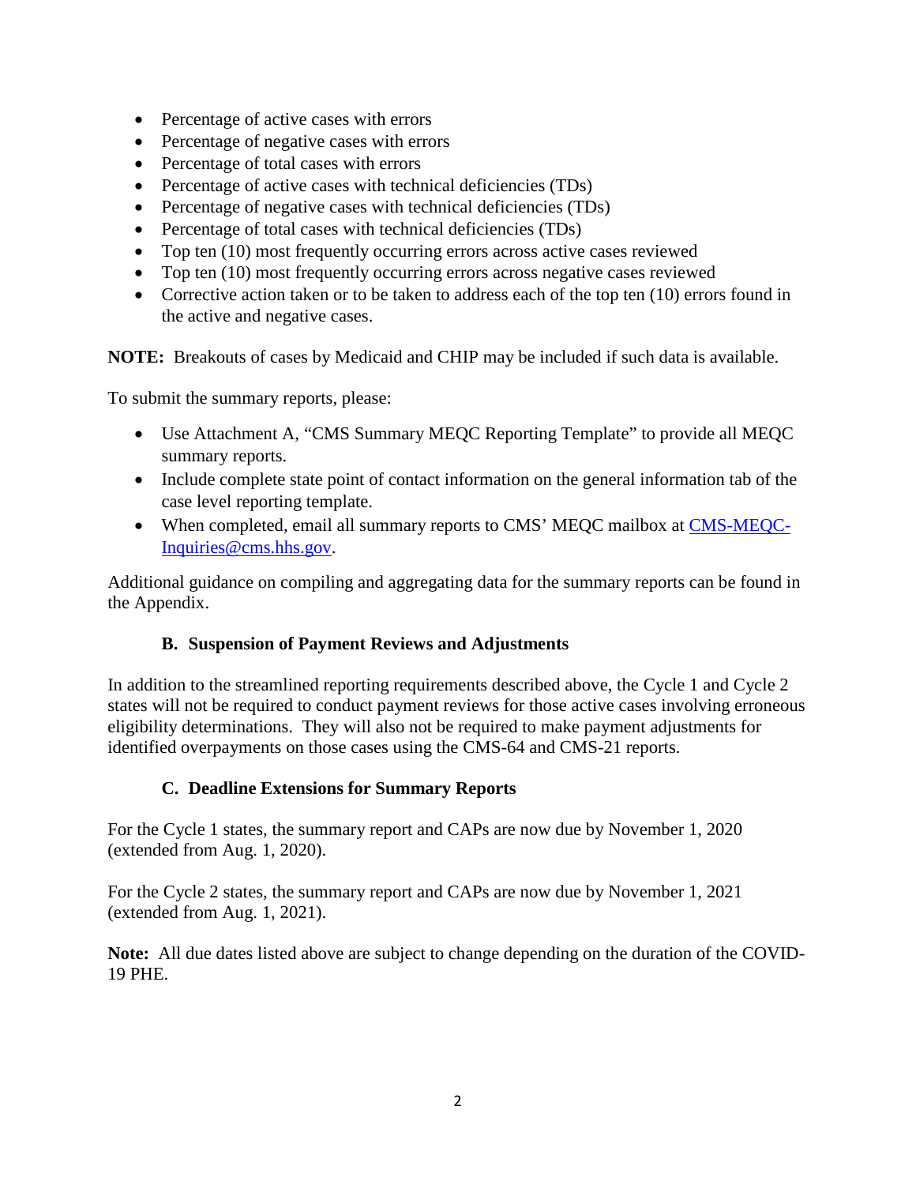- Percentage of active cases with errors
- Percentage of negative cases with errors
- Percentage of total cases with errors
- Percentage of active cases with technical deficiencies (TDs)
- Percentage of negative cases with technical deficiencies (TDs)
- Percentage of total cases with technical deficiencies (TDs)
- Top ten (10) most frequently occurring errors across active cases reviewed
- Top ten (10) most frequently occurring errors across negative cases reviewed
- Corrective action taken or to be taken to address each of the top ten (10) errors found in the active and negative cases.

**NOTE:** Breakouts of cases by Medicaid and CHIP may be included if such data is available.

To submit the summary reports, please:

- Use Attachment A, "CMS Summary MEQC Reporting Template" to provide all MEQC summary reports.
- Include complete state point of contact information on the general information tab of the case level reporting template.
- When completed, email all summary reports to CMS' MEQC mailbox at [CMS-MEQC-Inquiries@cms.hhs.gov](mailto:CMS-MEQC-Inquiries@cms.hhs.gov).

Additional guidance on compiling and aggregating data for the summary reports can be found in the Appendix.

### B. Suspension of Payment Reviews and Adjustments

In addition to the streamlined reporting requirements described above, the Cycle 1 and Cycle 2 states will not be required to conduct payment reviews for those active cases involving erroneous eligibility determinations. They will also not be required to make payment adjustments for identified overpayments on those cases using the CMS-64 and CMS-21 reports.

### C. Deadline Extensions for Summary Reports

For the Cycle 1 states, the summary report and CAPs are now due by November 1, 2020 (extended from Aug. 1, 2020).

For the Cycle 2 states, the summary report and CAPs are now due by November 1, 2021 (extended from Aug. 1, 2021).

**Note:** All due dates listed above are subject to change depending on the duration of the COVID-19 PHE.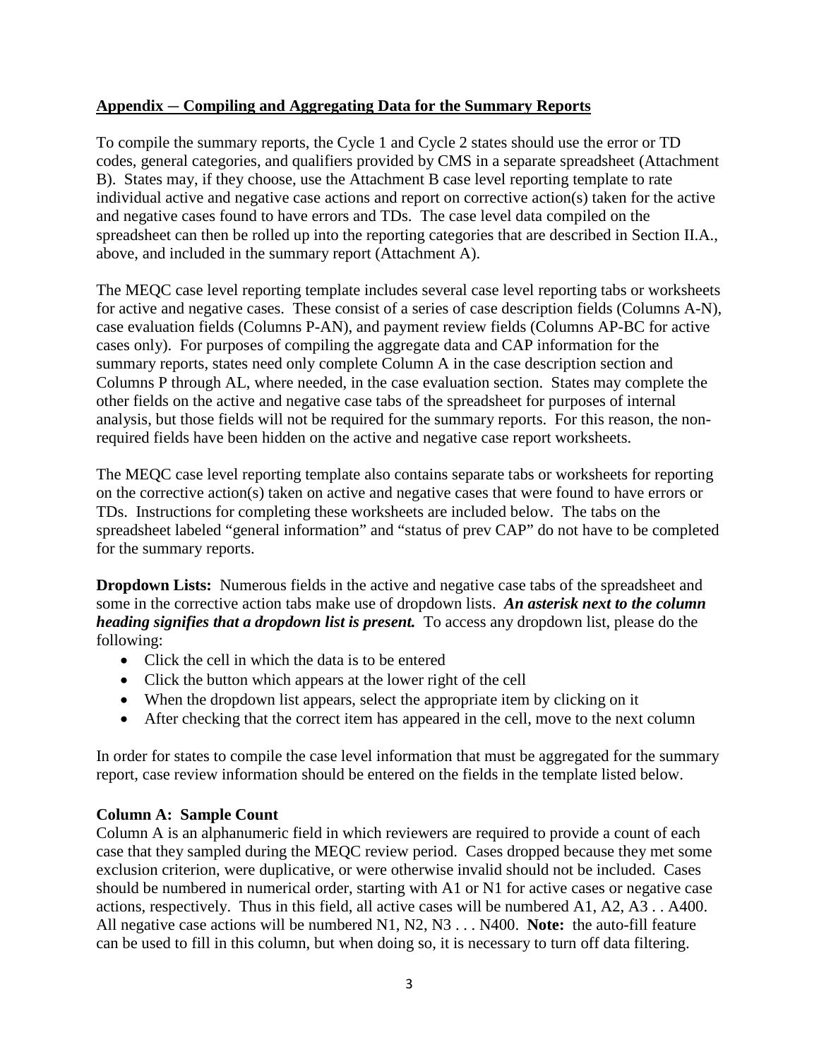## Appendix – Compiling and Aggregating Data for the Summary Reports

To compile the summary reports, the Cycle 1 and Cycle 2 states should use the error or TD codes, general categories, and qualifiers provided by CMS in a separate spreadsheet (Attachment B). States may, if they choose, use the Attachment B case level reporting template to rate individual active and negative case actions and report on corrective action(s) taken for the active and negative cases found to have errors and TDs. The case level data compiled on the spreadsheet can then be rolled up into the reporting categories that are described in Section II.A., above, and included in the summary report (Attachment A).

The MEQC case level reporting template includes several case level reporting tabs or worksheets for active and negative cases. These consist of a series of case description fields (Columns A-N), case evaluation fields (Columns P-AN), and payment review fields (Columns AP-BC for active cases only). For purposes of compiling the aggregate data and CAP information for the summary reports, states need only complete Column A in the case description section and Columns P through AL, where needed, in the case evaluation section. States may complete the other fields on the active and negative case tabs of the spreadsheet for purposes of internal analysis, but those fields will not be required for the summary reports. For this reason, the non-required fields have been hidden on the active and negative case report worksheets.

The MEQC case level reporting template also contains separate tabs or worksheets for reporting on the corrective action(s) taken on active and negative cases that were found to have errors or TDs. Instructions for completing these worksheets are included below. The tabs on the spreadsheet labeled "general information" and "status of prev CAP" do not have to be completed for the summary reports.

**Dropdown Lists:** Numerous fields in the active and negative case tabs of the spreadsheet and some in the corrective action tabs make use of dropdown lists. ***An asterisk next to the column heading signifies that a dropdown list is present.*** To access any dropdown list, please do the following:

- Click the cell in which the data is to be entered
- Click the button which appears at the lower right of the cell
- When the dropdown list appears, select the appropriate item by clicking on it
- After checking that the correct item has appeared in the cell, move to the next column

In order for states to compile the case level information that must be aggregated for the summary report, case review information should be entered on the fields in the template listed below.

**Column A: Sample Count**

Column A is an alphanumeric field in which reviewers are required to provide a count of each case that they sampled during the MEQC review period. Cases dropped because they met some exclusion criterion, were duplicative, or were otherwise invalid should not be included. Cases should be numbered in numerical order, starting with A1 or N1 for active cases or negative case actions, respectively. Thus in this field, all active cases will be numbered A1, A2, A3 . . A400. All negative case actions will be numbered N1, N2, N3 . . . N400. **Note:** the auto-fill feature can be used to fill in this column, but when doing so, it is necessary to turn off data filtering.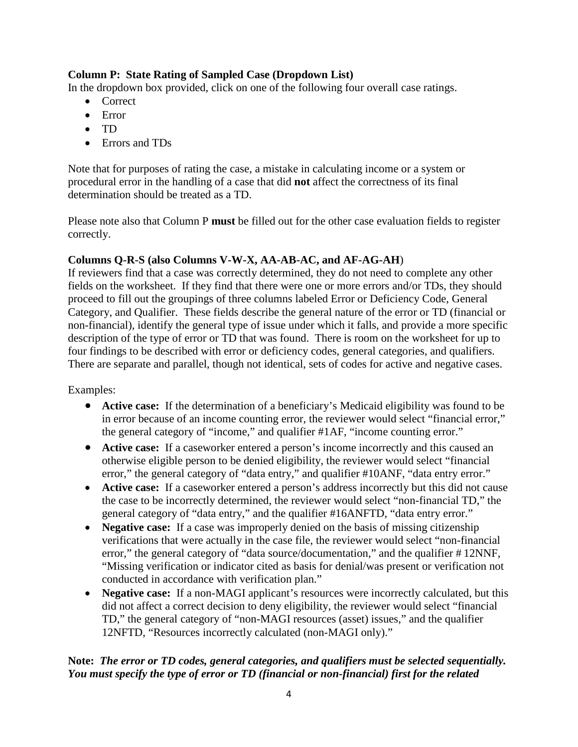**Column P: State Rating of Sampled Case (Dropdown List)**

In the dropdown box provided, click on one of the following four overall case ratings.

- Correct
- Error
- TD
- Errors and TDs

Note that for purposes of rating the case, a mistake in calculating income or a system or procedural error in the handling of a case that did **not** affect the correctness of its final determination should be treated as a TD.

Please note also that Column P **must** be filled out for the other case evaluation fields to register correctly.

**Columns Q-R-S (also Columns V-W-X, AA-AB-AC, and AF-AG-AH)**

If reviewers find that a case was correctly determined, they do not need to complete any other fields on the worksheet. If they find that there were one or more errors and/or TDs, they should proceed to fill out the groupings of three columns labeled Error or Deficiency Code, General Category, and Qualifier. These fields describe the general nature of the error or TD (financial or non-financial), identify the general type of issue under which it falls, and provide a more specific description of the type of error or TD that was found. There is room on the worksheet for up to four findings to be described with error or deficiency codes, general categories, and qualifiers. There are separate and parallel, though not identical, sets of codes for active and negative cases.

Examples:

- **Active case:** If the determination of a beneficiary's Medicaid eligibility was found to be in error because of an income counting error, the reviewer would select "financial error," the general category of "income," and qualifier #1AF, "income counting error."
- **Active case:** If a caseworker entered a person's income incorrectly and this caused an otherwise eligible person to be denied eligibility, the reviewer would select "financial error," the general category of "data entry," and qualifier #10ANF, "data entry error."
- **Active case:** If a caseworker entered a person's address incorrectly but this did not cause the case to be incorrectly determined, the reviewer would select "non-financial TD," the general category of "data entry," and the qualifier #16ANFTD, "data entry error."
- **Negative case:** If a case was improperly denied on the basis of missing citizenship verifications that were actually in the case file, the reviewer would select "non-financial error," the general category of "data source/documentation," and the qualifier # 12NNF, "Missing verification or indicator cited as basis for denial/was present or verification not conducted in accordance with verification plan."
- **Negative case:** If a non-MAGI applicant's resources were incorrectly calculated, but this did not affect a correct decision to deny eligibility, the reviewer would select "financial TD," the general category of "non-MAGI resources (asset) issues," and the qualifier 12NFTD, "Resources incorrectly calculated (non-MAGI only)."

**Note:** ***The error or TD codes, general categories, and qualifiers must be selected sequentially. You must specify the type of error or TD (financial or non-financial) first for the related***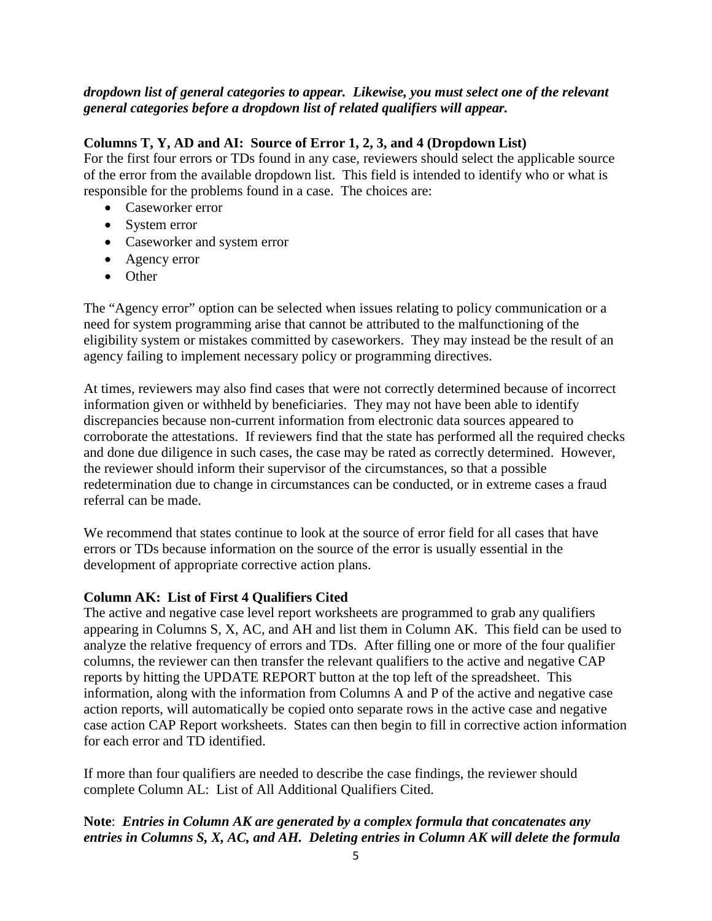***dropdown list of general categories to appear. Likewise, you must select one of the relevant general categories before a dropdown list of related qualifiers will appear.***

**Columns T, Y, AD and AI: Source of Error 1, 2, 3, and 4 (Dropdown List)**

For the first four errors or TDs found in any case, reviewers should select the applicable source of the error from the available dropdown list. This field is intended to identify who or what is responsible for the problems found in a case. The choices are:

- Caseworker error
- System error
- Caseworker and system error
- Agency error
- Other

The "Agency error" option can be selected when issues relating to policy communication or a need for system programming arise that cannot be attributed to the malfunctioning of the eligibility system or mistakes committed by caseworkers. They may instead be the result of an agency failing to implement necessary policy or programming directives.

At times, reviewers may also find cases that were not correctly determined because of incorrect information given or withheld by beneficiaries. They may not have been able to identify discrepancies because non-current information from electronic data sources appeared to corroborate the attestations. If reviewers find that the state has performed all the required checks and done due diligence in such cases, the case may be rated as correctly determined. However, the reviewer should inform their supervisor of the circumstances, so that a possible redetermination due to change in circumstances can be conducted, or in extreme cases a fraud referral can be made.

We recommend that states continue to look at the source of error field for all cases that have errors or TDs because information on the source of the error is usually essential in the development of appropriate corrective action plans.

**Column AK: List of First 4 Qualifiers Cited**

The active and negative case level report worksheets are programmed to grab any qualifiers appearing in Columns S, X, AC, and AH and list them in Column AK. This field can be used to analyze the relative frequency of errors and TDs. After filling one or more of the four qualifier columns, the reviewer can then transfer the relevant qualifiers to the active and negative CAP reports by hitting the UPDATE REPORT button at the top left of the spreadsheet. This information, along with the information from Columns A and P of the active and negative case action reports, will automatically be copied onto separate rows in the active case and negative case action CAP Report worksheets. States can then begin to fill in corrective action information for each error and TD identified.

If more than four qualifiers are needed to describe the case findings, the reviewer should complete Column AL: List of All Additional Qualifiers Cited.

**Note**: ***Entries in Column AK are generated by a complex formula that concatenates any entries in Columns S, X, AC, and AH. Deleting entries in Column AK will delete the formula***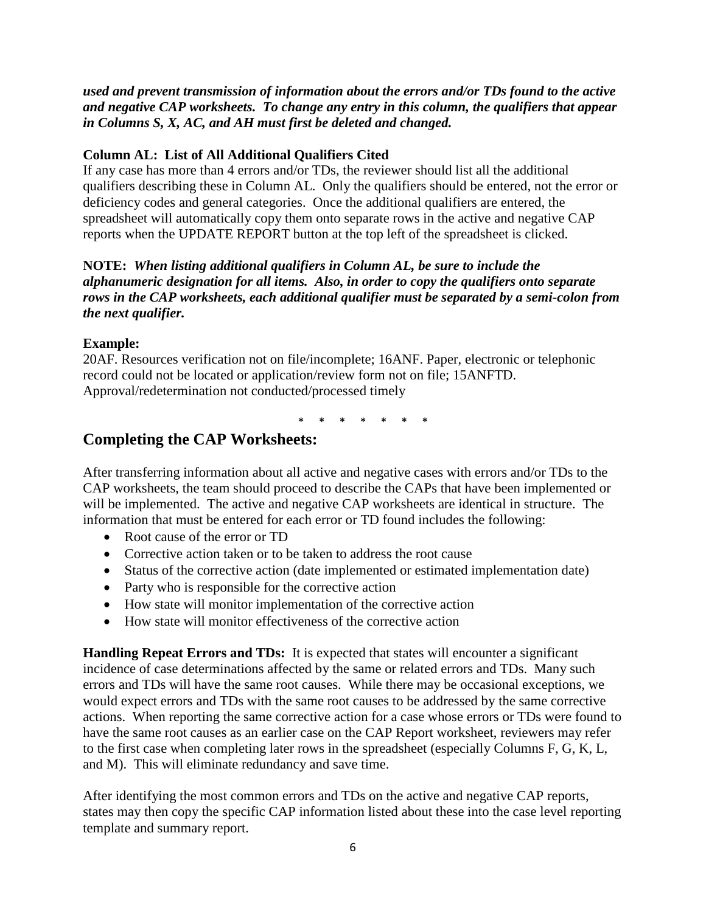***used and prevent transmission of information about the errors and/or TDs found to the active and negative CAP worksheets. To change any entry in this column, the qualifiers that appear in Columns S, X, AC, and AH must first be deleted and changed.***

**Column AL: List of All Additional Qualifiers Cited**

If any case has more than 4 errors and/or TDs, the reviewer should list all the additional qualifiers describing these in Column AL. Only the qualifiers should be entered, not the error or deficiency codes and general categories. Once the additional qualifiers are entered, the spreadsheet will automatically copy them onto separate rows in the active and negative CAP reports when the UPDATE REPORT button at the top left of the spreadsheet is clicked.

**NOTE:** ***When listing additional qualifiers in Column AL, be sure to include the alphanumeric designation for all items. Also, in order to copy the qualifiers onto separate rows in the CAP worksheets, each additional qualifier must be separated by a semi-colon from the next qualifier.***

**Example:**

20AF. Resources verification not on file/incomplete; 16ANF. Paper, electronic or telephonic record could not be located or application/review form not on file; 15ANFTD. Approval/redetermination not conducted/processed timely

\* \* \* \* \* \* \*

## Completing the CAP Worksheets:

After transferring information about all active and negative cases with errors and/or TDs to the CAP worksheets, the team should proceed to describe the CAPs that have been implemented or will be implemented. The active and negative CAP worksheets are identical in structure. The information that must be entered for each error or TD found includes the following:

- Root cause of the error or TD
- Corrective action taken or to be taken to address the root cause
- Status of the corrective action (date implemented or estimated implementation date)
- Party who is responsible for the corrective action
- How state will monitor implementation of the corrective action
- How state will monitor effectiveness of the corrective action

**Handling Repeat Errors and TDs:** It is expected that states will encounter a significant incidence of case determinations affected by the same or related errors and TDs. Many such errors and TDs will have the same root causes. While there may be occasional exceptions, we would expect errors and TDs with the same root causes to be addressed by the same corrective actions. When reporting the same corrective action for a case whose errors or TDs were found to have the same root causes as an earlier case on the CAP Report worksheet, reviewers may refer to the first case when completing later rows in the spreadsheet (especially Columns F, G, K, L, and M). This will eliminate redundancy and save time.

After identifying the most common errors and TDs on the active and negative CAP reports, states may then copy the specific CAP information listed about these into the case level reporting template and summary report.